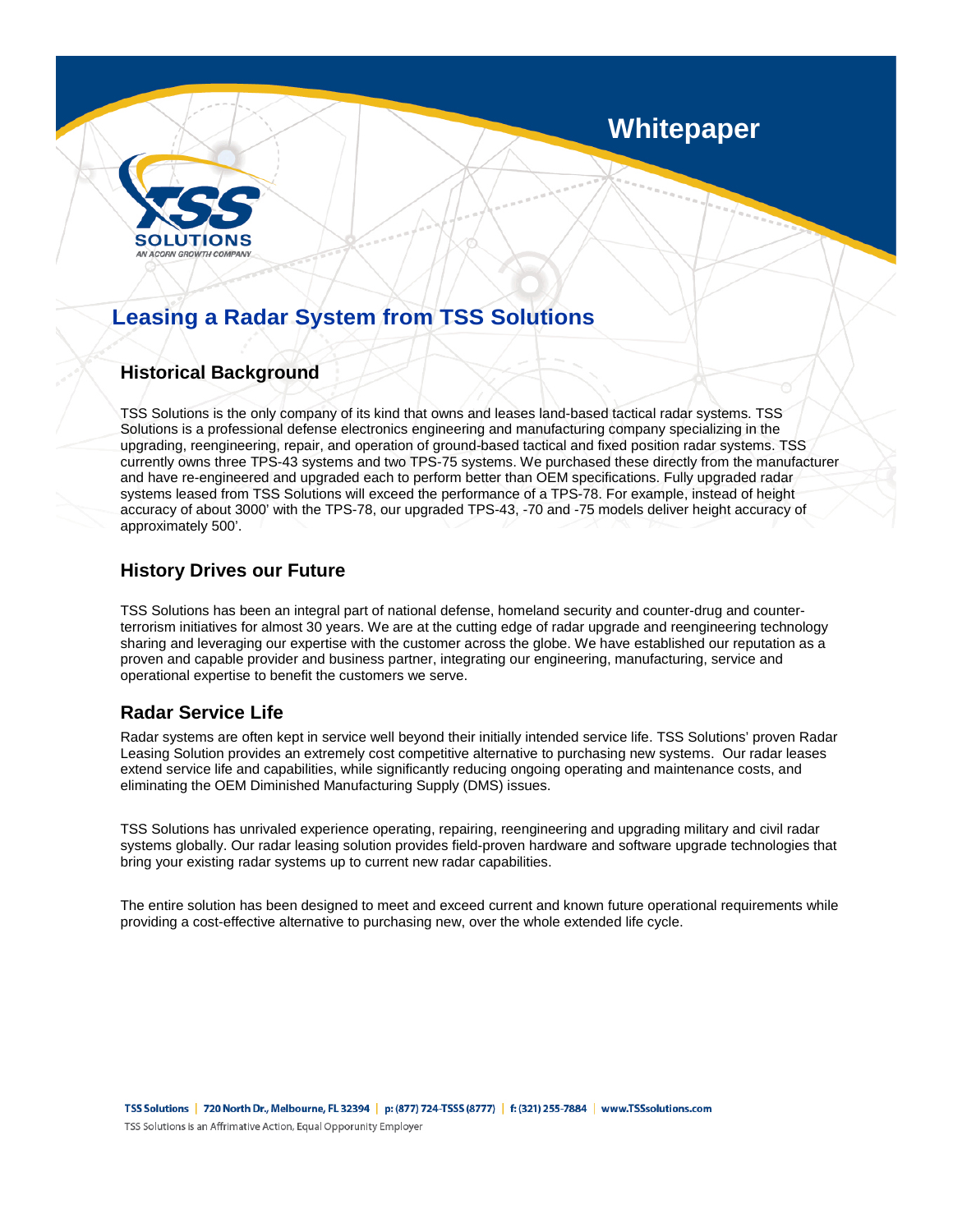Whitepaper

# Leasing a Radar System from TSS Solutions

## Historical Background

TSS Solutions is the only company of its kind that owns and leases land-based tactical radar systems. TSS Solutions is a professional defense electronics engineering and manufacturing company specializing in the upgrading, reengineering, repair, and operation of ground-based tactical and fixed position radar systems. TSS currently owns three TPS-43 systems and two TPS-75 systems. We purchased these directly from the manufacturer and have re-engineered and upgraded each to perform better than OEM specifications. Fully upgraded radar systems leased from TSS Solutions will exceed the performance of a TPS-78. For example, instead of height accuracy of about 3000' with the TPS-78, our upgraded TPS-43, -70 and -75 models deliver height accuracy of approximately 500'.

## History Drives our Future

TSS Solutions has been an integral part of national defense, homeland security and counter-drug and counter-terrorism initiatives for almost 30 years. We are at the cutting edge of radar upgrade and reengineering technology sharing and leveraging our expertise with the customer across the globe. We have established our reputation as a proven and capable provider and business partner, integrating our engineering, manufacturing, service and operational expertise to benefit the customers we serve.

## Radar Service Life

Radar systems are often kept in service well beyond their initially intended service life. TSS Solutions' proven Radar Leasing Solution provides an extremely cost competitive alternative to purchasing new systems. Our radar leases extend service life and capabilities, while significantly reducing ongoing operating and maintenance costs, and eliminating the OEM Diminished Manufacturing Supply (DMS) issues.

TSS Solutions has unrivaled experience operating, repairing, reengineering and upgrading military and civil radar systems globally. Our radar leasing solution provides field-proven hardware and software upgrade technologies that bring your existing radar systems up to current new radar capabilities.

The entire solution has been designed to meet and exceed current and known future operational requirements while providing a cost-effective alternative to purchasing new, over the whole extended life cycle.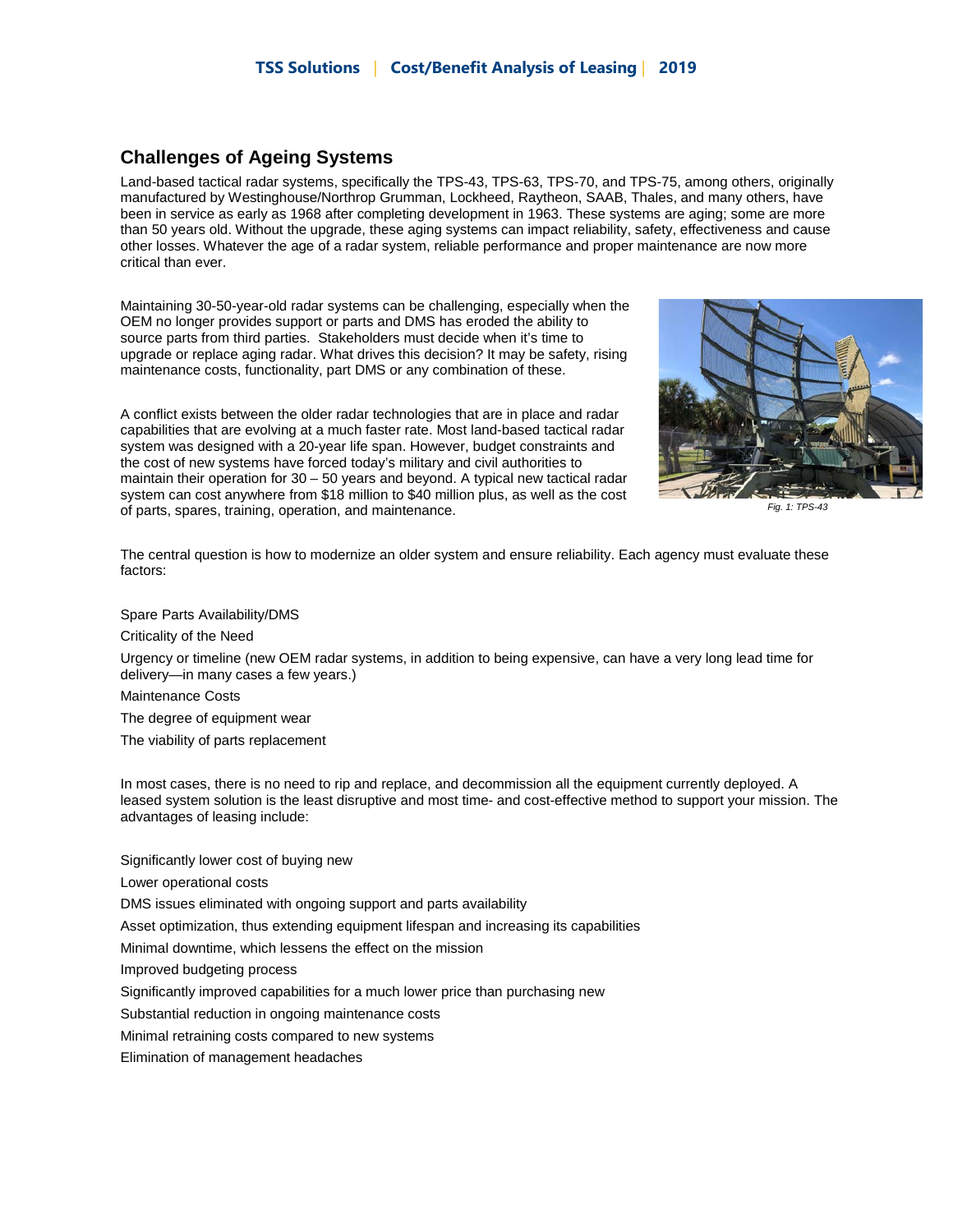## Challenges of Ageing Systems

Land-based tactical radar systems, specifically the TPS-43, TPS-63, TPS-70, and TPS-75, among others, originally manufactured by Westinghouse/Northrop Grumman, Lockheed, Raytheon, SAAB, Thales, and many others, have been in service as early as 1968 after completing development in 1963. These systems are aging; some are more than 50 years old. Without the upgrade, these aging systems can impact reliability, safety, effectiveness and cause other losses. Whatever the age of a radar system, reliable performance and proper maintenance are now more critical than ever.

Maintaining 30-50-year-old radar systems can be challenging, especially when the OEM no longer provides support or parts and DMS has eroded the ability to source parts from third parties. Stakeholders must decide when it's time to upgrade or replace aging radar. What drives this decision? It may be safety, rising maintenance costs, functionality, part DMS or any combination of these.

A conflict exists between the older radar technologies that are in place and radar capabilities that are evolving at a much faster rate. Most land-based tactical radar system was designed with a 20-year life span. However, budget constraints and the cost of new systems have forced today's military and civil authorities to maintain their operation for 30 – 50 years and beyond. A typical new tactical radar system can cost anywhere from $18 million to $40 million plus, as well as the cost of parts, spares, training, operation, and maintenance.

*Fig. 1: TPS-43*

The central question is how to modernize an older system and ensure reliability. Each agency must evaluate these factors:

Spare Parts Availability/DMS

Criticality of the Need

Urgency or timeline (new OEM radar systems, in addition to being expensive, can have a very long lead time for delivery—in many cases a few years.)

Maintenance Costs

The degree of equipment wear

The viability of parts replacement

In most cases, there is no need to rip and replace, and decommission all the equipment currently deployed. A leased system solution is the least disruptive and most time- and cost-effective method to support your mission. The advantages of leasing include:

Significantly lower cost of buying new

Lower operational costs

DMS issues eliminated with ongoing support and parts availability

Asset optimization, thus extending equipment lifespan and increasing its capabilities

Minimal downtime, which lessens the effect on the mission

Improved budgeting process

Significantly improved capabilities for a much lower price than purchasing new

Substantial reduction in ongoing maintenance costs

Minimal retraining costs compared to new systems

Elimination of management headaches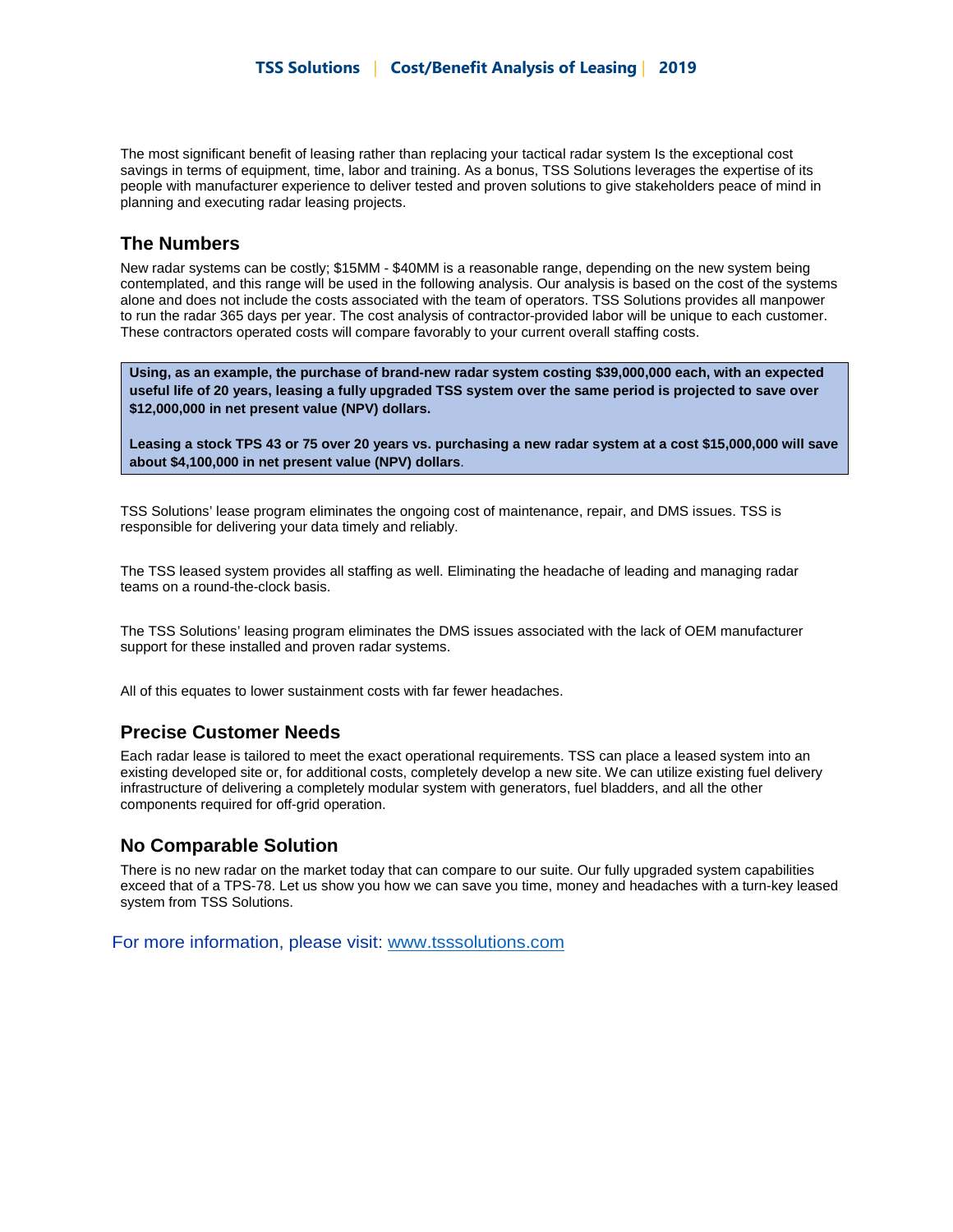The most significant benefit of leasing rather than replacing your tactical radar system Is the exceptional cost savings in terms of equipment, time, labor and training. As a bonus, TSS Solutions leverages the expertise of its people with manufacturer experience to deliver tested and proven solutions to give stakeholders peace of mind in planning and executing radar leasing projects.

## The Numbers

New radar systems can be costly; $15MM - $40MM is a reasonable range, depending on the new system being contemplated, and this range will be used in the following analysis. Our analysis is based on the cost of the systems alone and does not include the costs associated with the team of operators. TSS Solutions provides all manpower to run the radar 365 days per year. The cost analysis of contractor-provided labor will be unique to each customer. These contractors operated costs will compare favorably to your current overall staffing costs.

**Using, as an example, the purchase of brand-new radar system costing $39,000,000 each, with an expected useful life of 20 years, leasing a fully upgraded TSS system over the same period is projected to save over $12,000,000 in net present value (NPV) dollars.**

**Leasing a stock TPS 43 or 75 over 20 years vs. purchasing a new radar system at a cost $15,000,000 will save about $4,100,000 in net present value (NPV) dollars**.

TSS Solutions' lease program eliminates the ongoing cost of maintenance, repair, and DMS issues. TSS is responsible for delivering your data timely and reliably.

The TSS leased system provides all staffing as well. Eliminating the headache of leading and managing radar teams on a round-the-clock basis.

The TSS Solutions' leasing program eliminates the DMS issues associated with the lack of OEM manufacturer support for these installed and proven radar systems.

All of this equates to lower sustainment costs with far fewer headaches.

## Precise Customer Needs

Each radar lease is tailored to meet the exact operational requirements. TSS can place a leased system into an existing developed site or, for additional costs, completely develop a new site. We can utilize existing fuel delivery infrastructure of delivering a completely modular system with generators, fuel bladders, and all the other components required for off-grid operation.

## No Comparable Solution

There is no new radar on the market today that can compare to our suite. Our fully upgraded system capabilities exceed that of a TPS-78. Let us show you how we can save you time, money and headaches with a turn-key leased system from TSS Solutions.

For more information, please visit: [www.tsssolutions.com](http://www.tsssolutions.com)